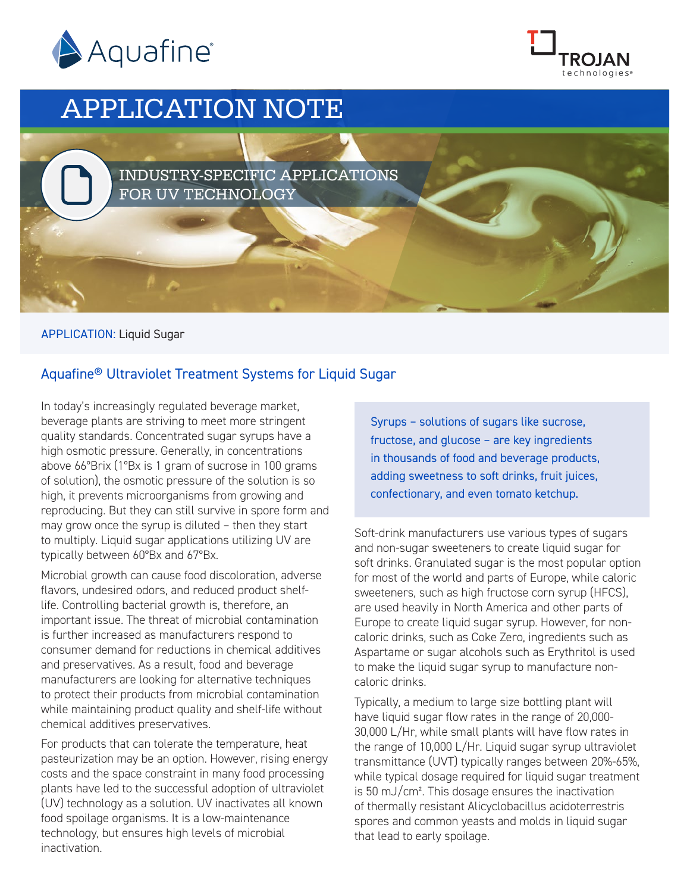Aquafine®

TROJAN technologies®

# APPLICATION NOTE

INDUSTRY-SPECIFIC APPLICATIONS FOR UV TECHNOLOGY

APPLICATION: Liquid Sugar

## Aquafine® Ultraviolet Treatment Systems for Liquid Sugar

In today's increasingly regulated beverage market, beverage plants are striving to meet more stringent quality standards. Concentrated sugar syrups have a high osmotic pressure. Generally, in concentrations above 66°Brix (1°Bx is 1 gram of sucrose in 100 grams of solution), the osmotic pressure of the solution is so high, it prevents microorganisms from growing and reproducing. But they can still survive in spore form and may grow once the syrup is diluted – then they start to multiply. Liquid sugar applications utilizing UV are typically between 60°Bx and 67°Bx.

Microbial growth can cause food discoloration, adverse flavors, undesired odors, and reduced product shelf-life. Controlling bacterial growth is, therefore, an important issue. The threat of microbial contamination is further increased as manufacturers respond to consumer demand for reductions in chemical additives and preservatives. As a result, food and beverage manufacturers are looking for alternative techniques to protect their products from microbial contamination while maintaining product quality and shelf-life without chemical additives preservatives.

For products that can tolerate the temperature, heat pasteurization may be an option. However, rising energy costs and the space constraint in many food processing plants have led to the successful adoption of ultraviolet (UV) technology as a solution. UV inactivates all known food spoilage organisms. It is a low-maintenance technology, but ensures high levels of microbial inactivation.

> Syrups – solutions of sugars like sucrose, fructose, and glucose – are key ingredients in thousands of food and beverage products, adding sweetness to soft drinks, fruit juices, confectionary, and even tomato ketchup.

Soft-drink manufacturers use various types of sugars and non-sugar sweeteners to create liquid sugar for soft drinks. Granulated sugar is the most popular option for most of the world and parts of Europe, while caloric sweeteners, such as high fructose corn syrup (HFCS), are used heavily in North America and other parts of Europe to create liquid sugar syrup. However, for non-caloric drinks, such as Coke Zero, ingredients such as Aspartame or sugar alcohols such as Erythritol is used to make the liquid sugar syrup to manufacture non-caloric drinks.

Typically, a medium to large size bottling plant will have liquid sugar flow rates in the range of 20,000-30,000 L/Hr, while small plants will have flow rates in the range of 10,000 L/Hr. Liquid sugar syrup ultraviolet transmittance (UVT) typically ranges between 20%-65%, while typical dosage required for liquid sugar treatment is 50 mJ/cm$^2$. This dosage ensures the inactivation of thermally resistant Alicyclobacillus acidoterrestris spores and common yeasts and molds in liquid sugar that lead to early spoilage.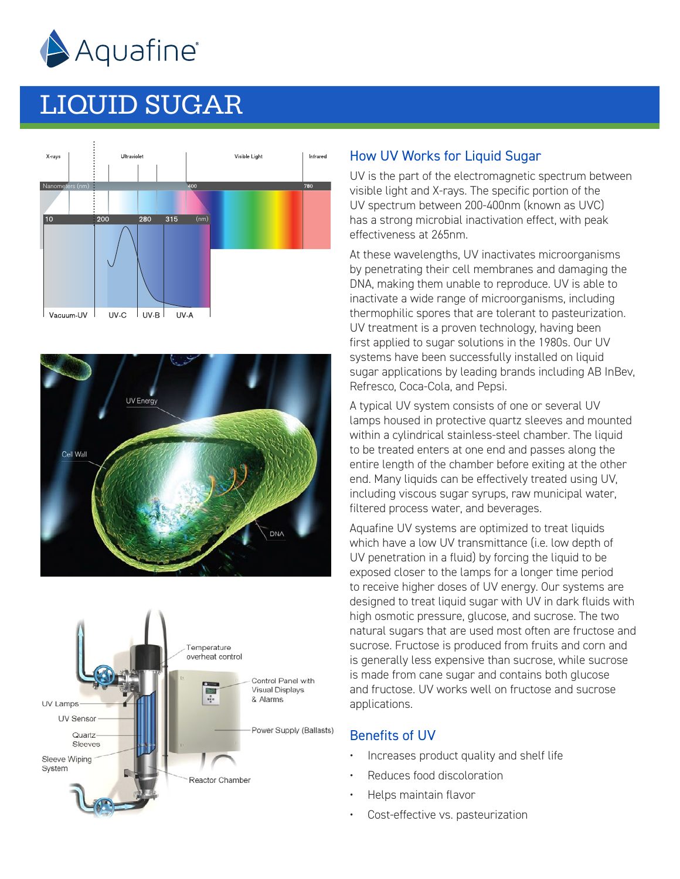# LIQUID SUGAR

X-rays

Ultraviolet

Visible Light

Infrared

Nanometers (nm)

400

780

10

200

280

315

(nm)

Vacuum-UV

UV-C

UV-B

UV-A

UV Energy

Cell Wall

DNA

Temperature overheat control

Control Panel with Visual Displays & Alarms

UV Lamps

UV Sensor

Quartz Sleeves

Power Supply (Ballasts)

Sleeve Wiping System

Reactor Chamber

## How UV Works for Liquid Sugar

UV is the part of the electromagnetic spectrum between visible light and X-rays. The specific portion of the UV spectrum between 200-400nm (known as UVC) has a strong microbial inactivation effect, with peak effectiveness at 265nm.

At these wavelengths, UV inactivates microorganisms by penetrating their cell membranes and damaging the DNA, making them unable to reproduce. UV is able to inactivate a wide range of microorganisms, including thermophilic spores that are tolerant to pasteurization. UV treatment is a proven technology, having been first applied to sugar solutions in the 1980s. Our UV systems have been successfully installed on liquid sugar applications by leading brands including AB InBev, Refresco, Coca-Cola, and Pepsi.

A typical UV system consists of one or several UV lamps housed in protective quartz sleeves and mounted within a cylindrical stainless-steel chamber. The liquid to be treated enters at one end and passes along the entire length of the chamber before exiting at the other end. Many liquids can be effectively treated using UV, including viscous sugar syrups, raw municipal water, filtered process water, and beverages.

Aquafine UV systems are optimized to treat liquids which have a low UV transmittance (i.e. low depth of UV penetration in a fluid) by forcing the liquid to be exposed closer to the lamps for a longer time period to receive higher doses of UV energy. Our systems are designed to treat liquid sugar with UV in dark fluids with high osmotic pressure, glucose, and sucrose. The two natural sugars that are used most often are fructose and sucrose. Fructose is produced from fruits and corn and is generally less expensive than sucrose, while sucrose is made from cane sugar and contains both glucose and fructose. UV works well on fructose and sucrose applications.

## Benefits of UV

- Increases product quality and shelf life
- Reduces food discoloration
- Helps maintain flavor
- Cost-effective vs. pasteurization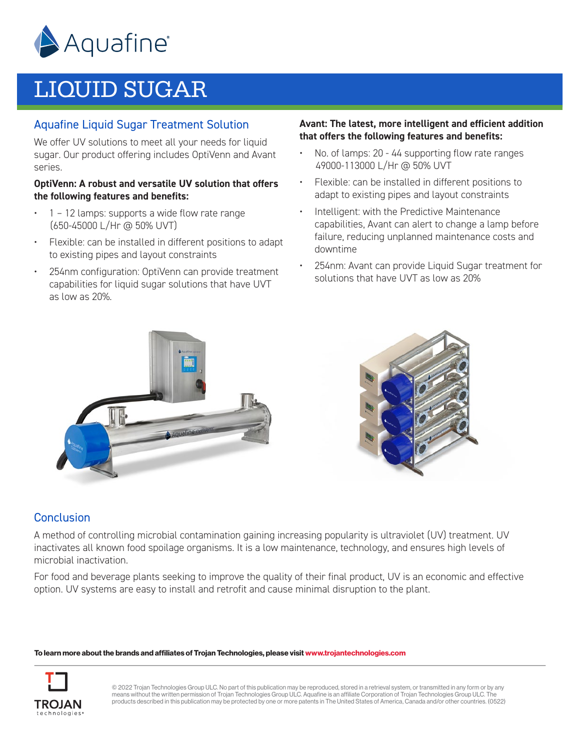# LIQUID SUGAR

## Aquafine Liquid Sugar Treatment Solution

We offer UV solutions to meet all your needs for liquid sugar. Our product offering includes OptiVenn and Avant series.

**OptiVenn: A robust and versatile UV solution that offers the following features and benefits:**

- 1 – 12 lamps: supports a wide flow rate range (650-45000 L/Hr @ 50% UVT)
- Flexible: can be installed in different positions to adapt to existing pipes and layout constraints
- 254nm configuration: OptiVenn can provide treatment capabilities for liquid sugar solutions that have UVT as low as 20%.

**Avant: The latest, more intelligent and efficient addition that offers the following features and benefits:**

- No. of lamps: 20 - 44 supporting flow rate ranges 49000-113000 L/Hr @ 50% UVT
- Flexible: can be installed in different positions to adapt to existing pipes and layout constraints
- Intelligent: with the Predictive Maintenance capabilities, Avant can alert to change a lamp before failure, reducing unplanned maintenance costs and downtime
- 254nm: Avant can provide Liquid Sugar treatment for solutions that have UVT as low as 20%

## Conclusion

A method of controlling microbial contamination gaining increasing popularity is ultraviolet (UV) treatment. UV inactivates all known food spoilage organisms. It is a low maintenance, technology, and ensures high levels of microbial inactivation.

For food and beverage plants seeking to improve the quality of their final product, UV is an economic and effective option. UV systems are easy to install and retrofit and cause minimal disruption to the plant.

**To learn more about the brands and affiliates of Trojan Technologies, please visit www.trojantechnologies.com**

© 2022 Trojan Technologies Group ULC. No part of this publication may be reproduced, stored in a retrieval system, or transmitted in any form or by any means without the written permission of Trojan Technologies Group ULC. Aquafine is an affiliate Corporation of Trojan Technologies Group ULC. The products described in this publication may be protected by one or more patents in The United States of America, Canada and/or other countries. (0522)